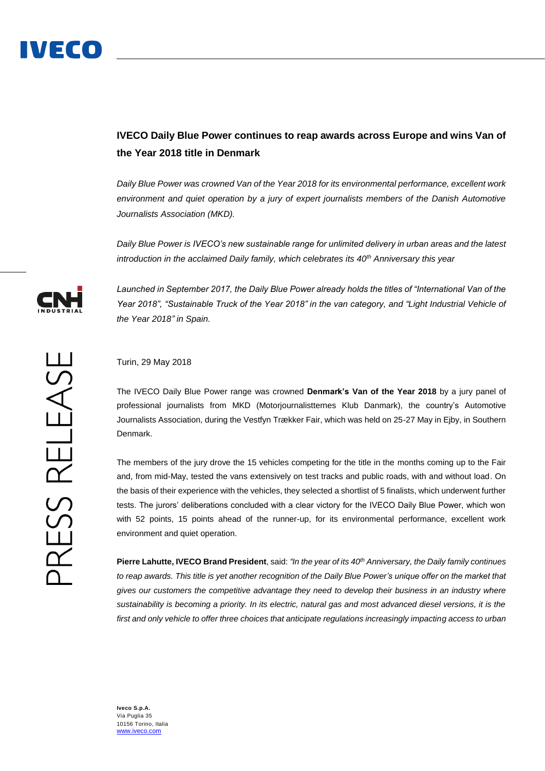## IVECO Daily Blue Power continues to reap awards across Europe and wins Van of the Year 2018 title in Denmark

*Daily Blue Power was crowned Van of the Year 2018 for its environmental performance, excellent work environment and quiet operation by a jury of expert journalists members of the Danish Automotive Journalists Association (MKD).*

*Daily Blue Power is IVECO's new sustainable range for unlimited delivery in urban areas and the latest introduction in the acclaimed Daily family, which celebrates its 40th Anniversary this year*

*Launched in September 2017, the Daily Blue Power already holds the titles of "International Van of the Year 2018", "Sustainable Truck of the Year 2018" in the van category, and "Light Industrial Vehicle of the Year 2018" in Spain.*

Turin, 29 May 2018

The IVECO Daily Blue Power range was crowned **Denmark's Van of the Year 2018** by a jury panel of professional journalists from MKD (Motorjournalisternes Klub Danmark), the country's Automotive Journalists Association, during the Vestfyn Trække Fair, which was held on 25-27 May in Ejby, in Southern Denmark.

The members of the jury drove the 15 vehicles competing for the title in the months coming up to the Fair and, from mid-May, tested the vans extensively on test tracks and public roads, with and without load. On the basis of their experience with the vehicles, they selected a shortlist of 5 finalists, which underwent further tests. The jurors' deliberations concluded with a clear victory for the IVECO Daily Blue Power, which won with 52 points, 15 points ahead of the runner-up, for its environmental performance, excellent work environment and quiet operation.

**Pierre Lahutte, IVECO Brand President**, said: *"In the year of its 40th Anniversary, the Daily family continues to reap awards. This title is yet another recognition of the Daily Blue Power's unique offer on the market that gives our customers the competitive advantage they need to develop their business in an industry where sustainability is becoming a priority. In its electric, natural gas and most advanced diesel versions, it is the first and only vehicle to offer three choices that anticipate regulations increasingly impacting access to urban*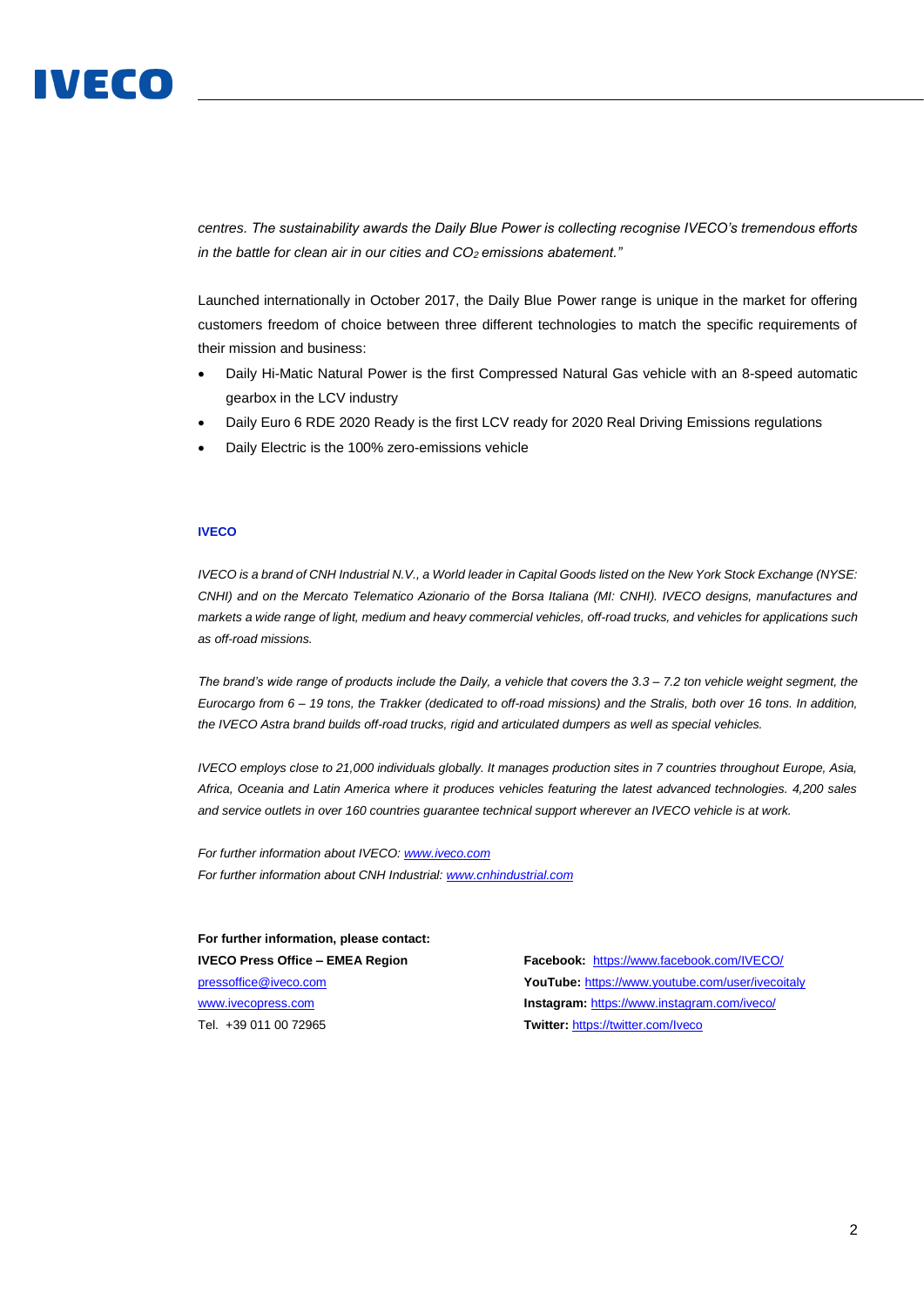*centres. The sustainability awards the Daily Blue Power is collecting recognise IVECO's tremendous efforts in the battle for clean air in our cities and $CO_2$ emissions abatement."*

Launched internationally in October 2017, the Daily Blue Power range is unique in the market for offering customers freedom of choice between three different technologies to match the specific requirements of their mission and business:

- Daily Hi-Matic Natural Power is the first Compressed Natural Gas vehicle with an 8-speed automatic gearbox in the LCV industry
- Daily Euro 6 RDE 2020 Ready is the first LCV ready for 2020 Real Driving Emissions regulations
- Daily Electric is the 100% zero-emissions vehicle

**IVECO**

*IVECO is a brand of CNH Industrial N.V., a World leader in Capital Goods listed on the New York Stock Exchange (NYSE: CNHI) and on the Mercato Telematico Azionario of the Borsa Italiana (MI: CNHI). IVECO designs, manufactures and markets a wide range of light, medium and heavy commercial vehicles, off-road trucks, and vehicles for applications such as off-road missions.*

*The brand's wide range of products include the Daily, a vehicle that covers the 3.3 – 7.2 ton vehicle weight segment, the Eurocargo from 6 – 19 tons, the Trakker (dedicated to off-road missions) and the Stralis, both over 16 tons. In addition, the IVECO Astra brand builds off-road trucks, rigid and articulated dumpers as well as special vehicles.*

*IVECO employs close to 21,000 individuals globally. It manages production sites in 7 countries throughout Europe, Asia, Africa, Oceania and Latin America where it produces vehicles featuring the latest advanced technologies. 4,200 sales and service outlets in over 160 countries guarantee technical support wherever an IVECO vehicle is at work.*

*For further information about IVECO: www.iveco.com*
*For further information about CNH Industrial: www.cnhindustrial.com*

**For further information, please contact:**
**IVECO Press Office – EMEA Region**
pressoffice@iveco.com
www.ivecopress.com
Tel. +39 011 00 72965

**Facebook:** https://www.facebook.com/IVECO/
**YouTube:** https://www.youtube.com/user/ivecoitaly
**Instagram:** https://www.instagram.com/iveco/
**Twitter:** https://twitter.com/Iveco